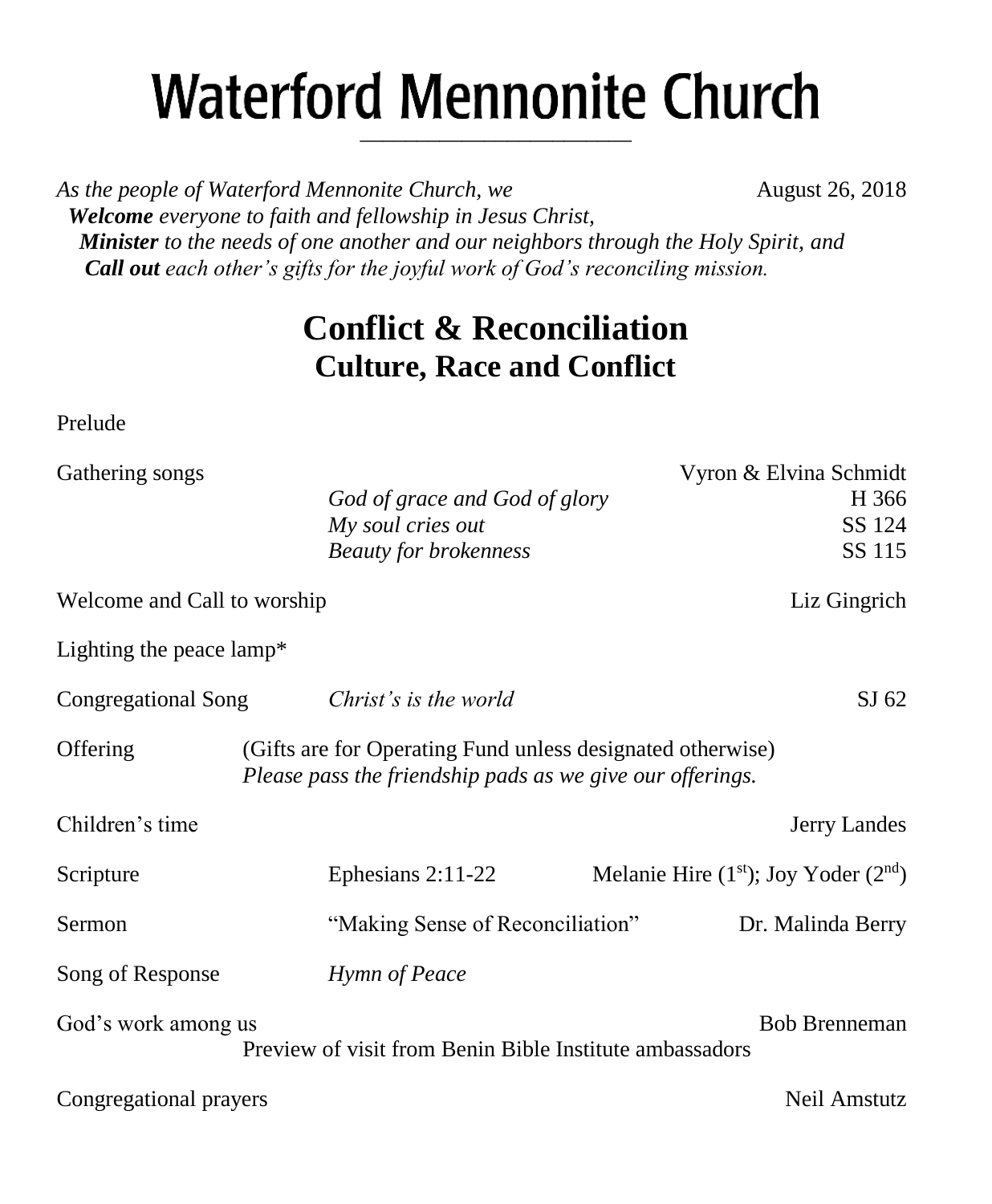# Waterford Mennonite Church

*As the people of Waterford Mennonite Church, we* August 26, 2018

***Welcome*** *everyone to faith and fellowship in Jesus Christ,*
***Minister*** *to the needs of one another and our neighbors through the Holy Spirit, and*
***Call out*** *each other's gifts for the joyful work of God's reconciling mission.*

## Conflict & Reconciliation
### Culture, Race and Conflict

Prelude

Gathering songs — Vyron & Elvina Schmidt
- *God of grace and God of glory* — H 366
- *My soul cries out* — SS 124
- *Beauty for brokenness* — SS 115

Welcome and Call to worship — Liz Gingrich

Lighting the peace lamp*

Congregational Song — *Christ's is the world* — SJ 62

Offering — (Gifts are for Operating Fund unless designated otherwise)
*Please pass the friendship pads as we give our offerings.*

Children's time — Jerry Landes

Scripture — Ephesians 2:11-22 — Melanie Hire (1st); Joy Yoder (2nd)

Sermon — "Making Sense of Reconciliation" — Dr. Malinda Berry

Song of Response — *Hymn of Peace*

God's work among us — Bob Brenneman
Preview of visit from Benin Bible Institute ambassadors

Congregational prayers — Neil Amstutz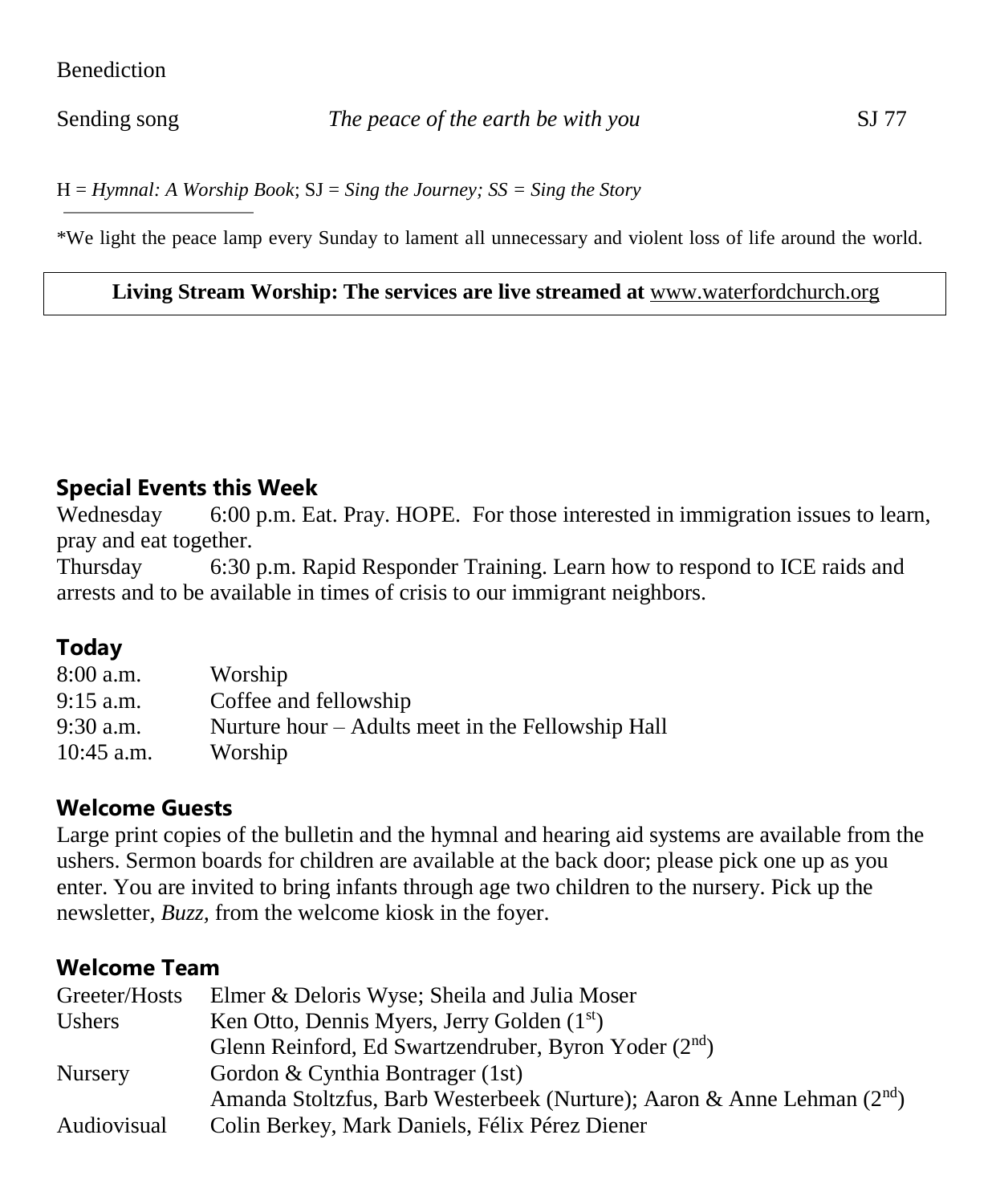Benediction

Sending song *The peace of the earth be with you* SJ 77

H = *Hymnal: A Worship Book*; SJ = *Sing the Journey; SS = Sing the Story*

*We light the peace lamp every Sunday to lament all unnecessary and violent loss of life around the world.

**Living Stream Worship: The services are live streamed at** www.waterfordchurch.org

## Special Events this Week

Wednesday 6:00 p.m. Eat. Pray. HOPE. For those interested in immigration issues to learn, pray and eat together.

Thursday 6:30 p.m. Rapid Responder Training. Learn how to respond to ICE raids and arrests and to be available in times of crisis to our immigrant neighbors.

## Today

| | |
|---|---|
| 8:00 a.m. | Worship |
| 9:15 a.m. | Coffee and fellowship |
| 9:30 a.m. | Nurture hour – Adults meet in the Fellowship Hall |
| 10:45 a.m. | Worship |

## Welcome Guests

Large print copies of the bulletin and the hymnal and hearing aid systems are available from the ushers. Sermon boards for children are available at the back door; please pick one up as you enter. You are invited to bring infants through age two children to the nursery. Pick up the newsletter, *Buzz*, from the welcome kiosk in the foyer.

## Welcome Team

| | |
|---|---|
| Greeter/Hosts | Elmer & Deloris Wyse; Sheila and Julia Moser |
| Ushers | Ken Otto, Dennis Myers, Jerry Golden (1st) |
| | Glenn Reinford, Ed Swartzendruber, Byron Yoder (2nd) |
| Nursery | Gordon & Cynthia Bontrager (1st) |
| | Amanda Stoltzfus, Barb Westerbeek (Nurture); Aaron & Anne Lehman (2nd) |
| Audiovisual | Colin Berkey, Mark Daniels, Félix Pérez Diener |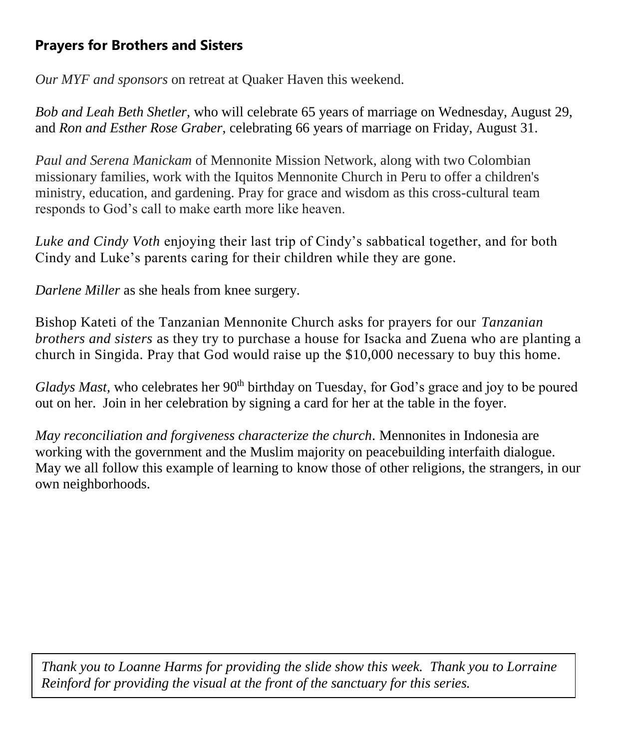## Prayers for Brothers and Sisters

*Our MYF and sponsors* on retreat at Quaker Haven this weekend.

*Bob and Leah Beth Shetler*, who will celebrate 65 years of marriage on Wednesday, August 29, and *Ron and Esther Rose Graber*, celebrating 66 years of marriage on Friday, August 31.

*Paul and Serena Manickam* of Mennonite Mission Network, along with two Colombian missionary families, work with the Iquitos Mennonite Church in Peru to offer a children's ministry, education, and gardening. Pray for grace and wisdom as this cross-cultural team responds to God's call to make earth more like heaven.

*Luke and Cindy Voth* enjoying their last trip of Cindy's sabbatical together, and for both Cindy and Luke's parents caring for their children while they are gone.

*Darlene Miller* as she heals from knee surgery.

Bishop Kateti of the Tanzanian Mennonite Church asks for prayers for our *Tanzanian brothers and sisters* as they try to purchase a house for Isacka and Zuena who are planting a church in Singida. Pray that God would raise up the $10,000 necessary to buy this home.

*Gladys Mast,* who celebrates her 90th birthday on Tuesday, for God's grace and joy to be poured out on her. Join in her celebration by signing a card for her at the table in the foyer.

*May reconciliation and forgiveness characterize the church*. Mennonites in Indonesia are working with the government and the Muslim majority on peacebuilding interfaith dialogue. May we all follow this example of learning to know those of other religions, the strangers, in our own neighborhoods.

*Thank you to Loanne Harms for providing the slide show this week. Thank you to Lorraine Reinford for providing the visual at the front of the sanctuary for this series.*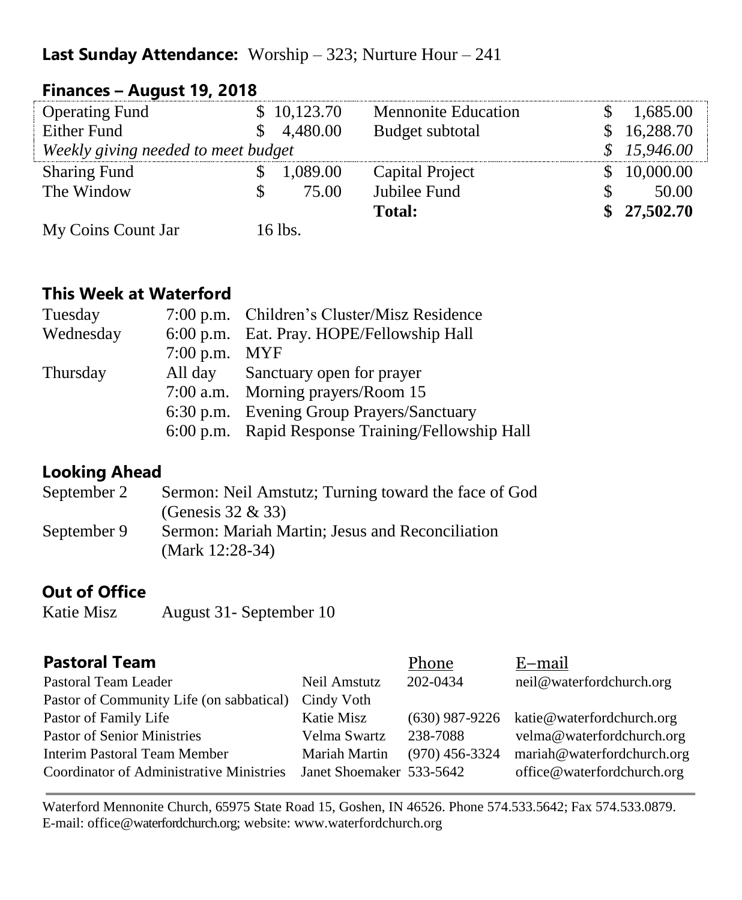**Last Sunday Attendance:** Worship – 323; Nurture Hour – 241

### Finances – August 19, 2018

| | | | |
|---|---|---|---|
| Operating Fund | $ 10,123.70 | Mennonite Education | $ 1,685.00 |
| Either Fund | $ 4,480.00 | Budget subtotal | $ 16,288.70 |
| *Weekly giving needed to meet budget* | | | *$ 15,946.00* |
| Sharing Fund | $ 1,089.00 | Capital Project | $ 10,000.00 |
| The Window | $ 75.00 | Jubilee Fund | $ 50.00 |
| | | **Total:** | **$ 27,502.70** |
| My Coins Count Jar | 16 lbs. | | |

### This Week at Waterford

| | | |
|---|---|---|
| Tuesday | 7:00 p.m. | Children's Cluster/Misz Residence |
| Wednesday | 6:00 p.m. | Eat. Pray. HOPE/Fellowship Hall |
| | 7:00 p.m. | MYF |
| Thursday | All day | Sanctuary open for prayer |
| | 7:00 a.m. | Morning prayers/Room 15 |
| | 6:30 p.m. | Evening Group Prayers/Sanctuary |
| | 6:00 p.m. | Rapid Response Training/Fellowship Hall |

### Looking Ahead

| | |
|---|---|
| September 2 | Sermon: Neil Amstutz; Turning toward the face of God (Genesis 32 & 33) |
| September 9 | Sermon: Mariah Martin; Jesus and Reconciliation (Mark 12:28-34) |

### Out of Office

Katie Misz August 31- September 10

### Pastoral Team

| | | Phone | E–mail |
|---|---|---|---|
| Pastoral Team Leader | Neil Amstutz | 202-0434 | neil@waterfordchurch.org |
| Pastor of Community Life (on sabbatical) | Cindy Voth | | |
| Pastor of Family Life | Katie Misz | (630) 987-9226 | katie@waterfordchurch.org |
| Pastor of Senior Ministries | Velma Swartz | 238-7088 | velma@waterfordchurch.org |
| Interim Pastoral Team Member | Mariah Martin | (970) 456-3324 | mariah@waterfordchurch.org |
| Coordinator of Administrative Ministries | Janet Shoemaker | 533-5642 | office@waterfordchurch.org |

Waterford Mennonite Church, 65975 State Road 15, Goshen, IN 46526. Phone 574.533.5642; Fax 574.533.0879. E-mail: office@waterfordchurch.org; website: www.waterfordchurch.org